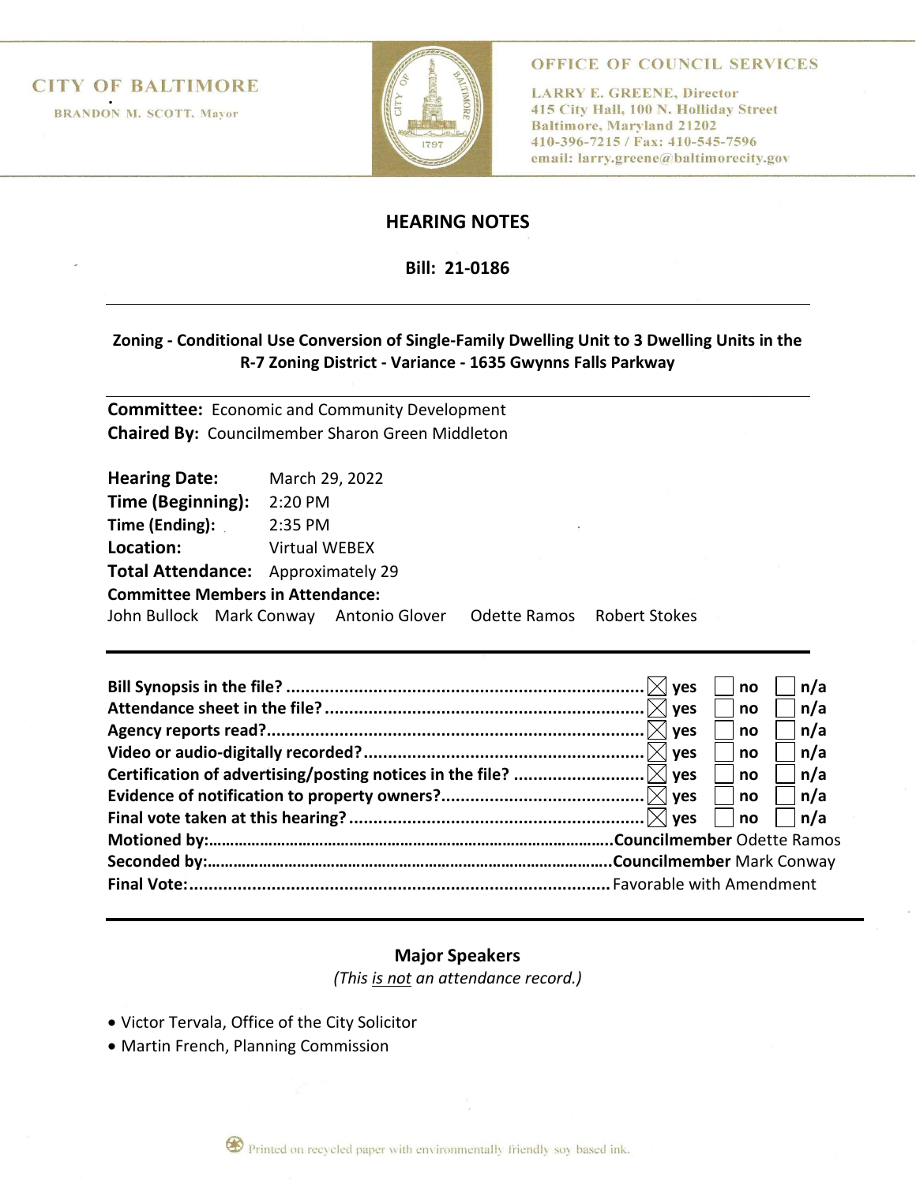CITY OF BALTIMORE

BRANDON M. SCOTT, Mayor

OFFICE OF COUNCIL SERVICES

LARRY E. GREENE, Director
415 City Hall, 100 N. Holliday Street
Baltimore, Maryland 21202
410-396-7215 / Fax: 410-545-7596
email: larry.greene@baltimorecity.gov

# HEARING NOTES

**Bill: 21-0186**

---

**Zoning - Conditional Use Conversion of Single-Family Dwelling Unit to 3 Dwelling Units in the R-7 Zoning District - Variance - 1635 Gwynns Falls Parkway**

---

**Committee:** Economic and Community Development
**Chaired By:** Councilmember Sharon Green Middleton

**Hearing Date:** March 29, 2022
**Time (Beginning):** 2:20 PM
**Time (Ending):** 2:35 PM
**Location:** Virtual WEBEX
**Total Attendance:** Approximately 29
**Committee Members in Attendance:**
John Bullock Mark Conway Antonio Glover Odette Ramos Robert Stokes

---

| | yes | no | n/a |
|---|---|---|---|
| **Bill Synopsis in the file?** | ☒ | ☐ | ☐ |
| **Attendance sheet in the file?** | ☒ | ☐ | ☐ |
| **Agency reports read?** | ☒ | ☐ | ☐ |
| **Video or audio-digitally recorded?** | ☒ | ☐ | ☐ |
| **Certification of advertising/posting notices in the file?** | ☒ | ☐ | ☐ |
| **Evidence of notification to property owners?** | ☒ | ☐ | ☐ |
| **Final vote taken at this hearing?** | ☒ | ☐ | ☐ |

**Motioned by:** **Councilmember** Odette Ramos
**Seconded by:** **Councilmember** Mark Conway
**Final Vote:** Favorable with Amendment

---

## Major Speakers

*(This is not an attendance record.)*

- Victor Tervala, Office of the City Solicitor
- Martin French, Planning Commission

Printed on recycled paper with environmentally friendly soy based ink.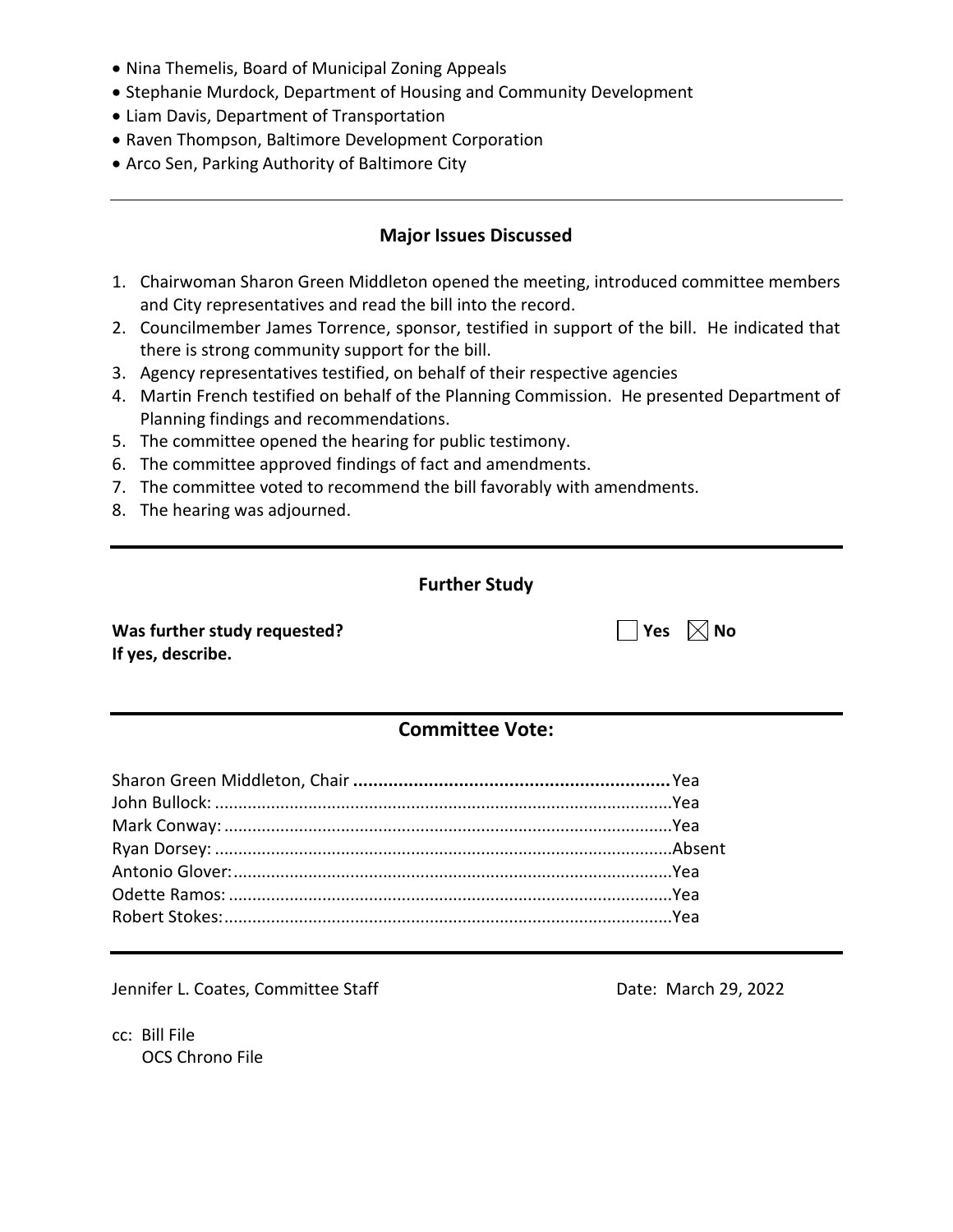- Nina Themelis, Board of Municipal Zoning Appeals
- Stephanie Murdock, Department of Housing and Community Development
- Liam Davis, Department of Transportation
- Raven Thompson, Baltimore Development Corporation
- Arco Sen, Parking Authority of Baltimore City

---

## Major Issues Discussed

1. Chairwoman Sharon Green Middleton opened the meeting, introduced committee members and City representatives and read the bill into the record.
2. Councilmember James Torrence, sponsor, testified in support of the bill. He indicated that there is strong community support for the bill.
3. Agency representatives testified, on behalf of their respective agencies
4. Martin French testified on behalf of the Planning Commission. He presented Department of Planning findings and recommendations.
5. The committee opened the hearing for public testimony.
6. The committee approved findings of fact and amendments.
7. The committee voted to recommend the bill favorably with amendments.
8. The hearing was adjourned.

---

## Further Study

**Was further study requested?** ☐ **Yes** ☒ **No**
**If yes, describe.**

---

## Committee Vote:

Sharon Green Middleton, Chair **..............................................................** Yea
John Bullock: ................................................................................................Yea
Mark Conway: ..............................................................................................Yea
Ryan Dorsey: ................................................................................................Absent
Antonio Glover:............................................................................................Yea
Odette Ramos: .............................................................................................Yea
Robert Stokes:..............................................................................................Yea

---

Jennifer L. Coates, Committee Staff Date: March 29, 2022

cc: Bill File
OCS Chrono File